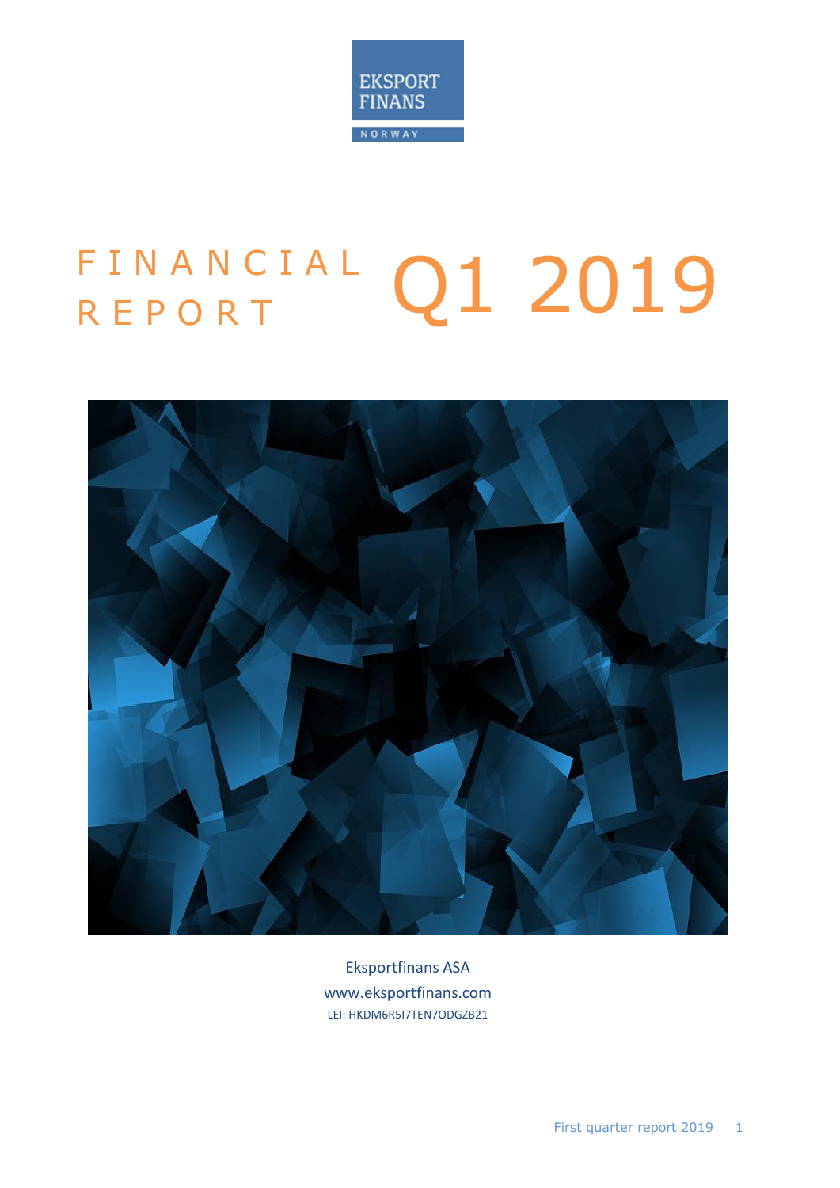EKSPORT FINANS NORWAY

# FINANCIAL REPORT Q1 2019

Eksportfinans ASA
www.eksportfinans.com
LEI: HKDM6R5I7TEN7ODGZB21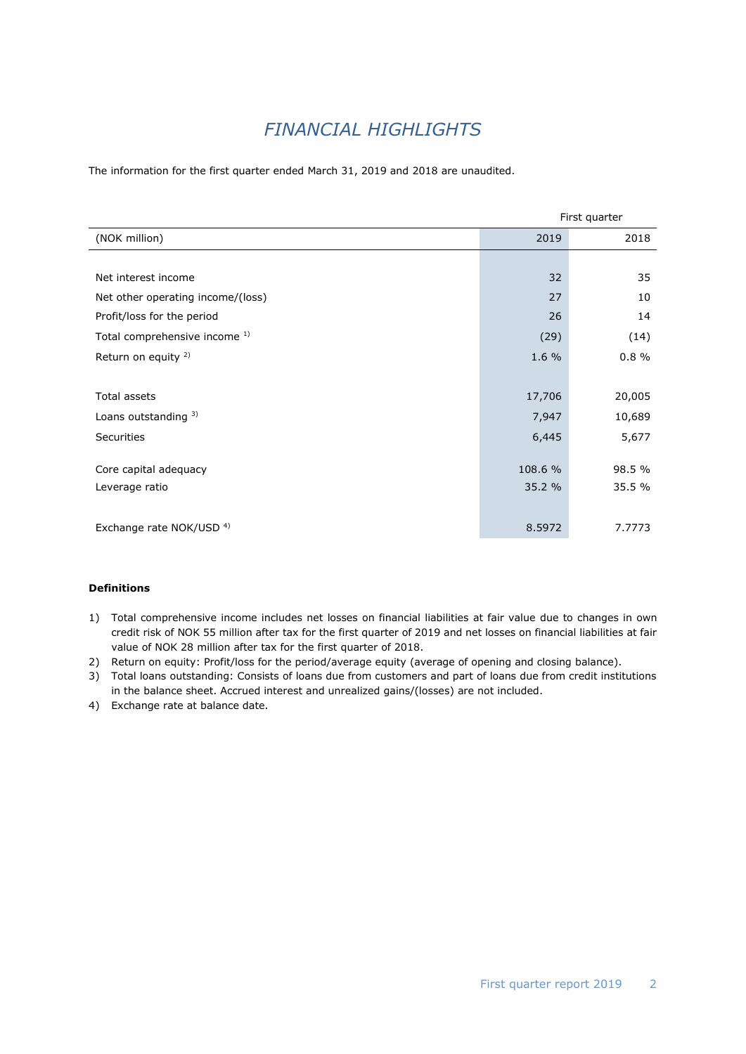# *FINANCIAL HIGHLIGHTS*

The information for the first quarter ended March 31, 2019 and 2018 are unaudited.

| | First quarter | |
|---|---|---|
| (NOK million) | 2019 | 2018 |
| | | |
| Net interest income | 32 | 35 |
| Net other operating income/(loss) | 27 | 10 |
| Profit/loss for the period | 26 | 14 |
| Total comprehensive income [1] | (29) | (14) |
| Return on equity [2] | 1.6 % | 0.8 % |
| | | |
| Total assets | 17,706 | 20,005 |
| Loans outstanding [3] | 7,947 | 10,689 |
| Securities | 6,445 | 5,677 |
| | | |
| Core capital adequacy | 108.6 % | 98.5 % |
| Leverage ratio | 35.2 % | 35.5 % |
| | | |
| Exchange rate NOK/USD [4] | 8.5972 | 7.7773 |

**Definitions**

1) Total comprehensive income includes net losses on financial liabilities at fair value due to changes in own credit risk of NOK 55 million after tax for the first quarter of 2019 and net losses on financial liabilities at fair value of NOK 28 million after tax for the first quarter of 2018.
2) Return on equity: Profit/loss for the period/average equity (average of opening and closing balance).
3) Total loans outstanding: Consists of loans due from customers and part of loans due from credit institutions in the balance sheet. Accrued interest and unrealized gains/(losses) are not included.
4) Exchange rate at balance date.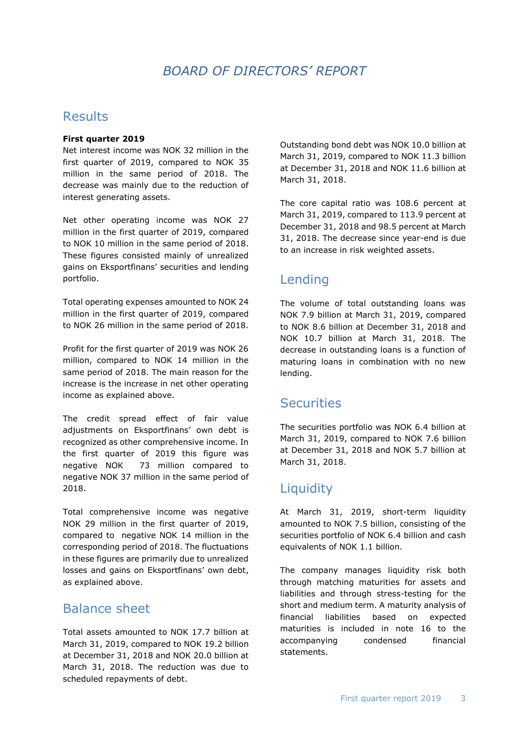# *BOARD OF DIRECTORS' REPORT*

## Results

**First quarter 2019**

Net interest income was NOK 32 million in the first quarter of 2019, compared to NOK 35 million in the same period of 2018. The decrease was mainly due to the reduction of interest generating assets.

Net other operating income was NOK 27 million in the first quarter of 2019, compared to NOK 10 million in the same period of 2018. These figures consisted mainly of unrealized gains on Eksportfinans' securities and lending portfolio.

Total operating expenses amounted to NOK 24 million in the first quarter of 2019, compared to NOK 26 million in the same period of 2018.

Profit for the first quarter of 2019 was NOK 26 million, compared to NOK 14 million in the same period of 2018. The main reason for the increase is the increase in net other operating income as explained above.

The credit spread effect of fair value adjustments on Eksportfinans' own debt is recognized as other comprehensive income. In the first quarter of 2019 this figure was negative NOK 73 million compared to negative NOK 37 million in the same period of 2018.

Total comprehensive income was negative NOK 29 million in the first quarter of 2019, compared to negative NOK 14 million in the corresponding period of 2018. The fluctuations in these figures are primarily due to unrealized losses and gains on Eksportfinans' own debt, as explained above.

## Balance sheet

Total assets amounted to NOK 17.7 billion at March 31, 2019, compared to NOK 19.2 billion at December 31, 2018 and NOK 20.0 billion at March 31, 2018. The reduction was due to scheduled repayments of debt.

Outstanding bond debt was NOK 10.0 billion at March 31, 2019, compared to NOK 11.3 billion at December 31, 2018 and NOK 11.6 billion at March 31, 2018.

The core capital ratio was 108.6 percent at March 31, 2019, compared to 113.9 percent at December 31, 2018 and 98.5 percent at March 31, 2018. The decrease since year-end is due to an increase in risk weighted assets.

## Lending

The volume of total outstanding loans was NOK 7.9 billion at March 31, 2019, compared to NOK 8.6 billion at December 31, 2018 and NOK 10.7 billion at March 31, 2018. The decrease in outstanding loans is a function of maturing loans in combination with no new lending.

## Securities

The securities portfolio was NOK 6.4 billion at March 31, 2019, compared to NOK 7.6 billion at December 31, 2018 and NOK 5.7 billion at March 31, 2018.

## Liquidity

At March 31, 2019, short-term liquidity amounted to NOK 7.5 billion, consisting of the securities portfolio of NOK 6.4 billion and cash equivalents of NOK 1.1 billion.

The company manages liquidity risk both through matching maturities for assets and liabilities and through stress-testing for the short and medium term. A maturity analysis of financial liabilities based on expected maturities is included in note 16 to the accompanying condensed financial statements.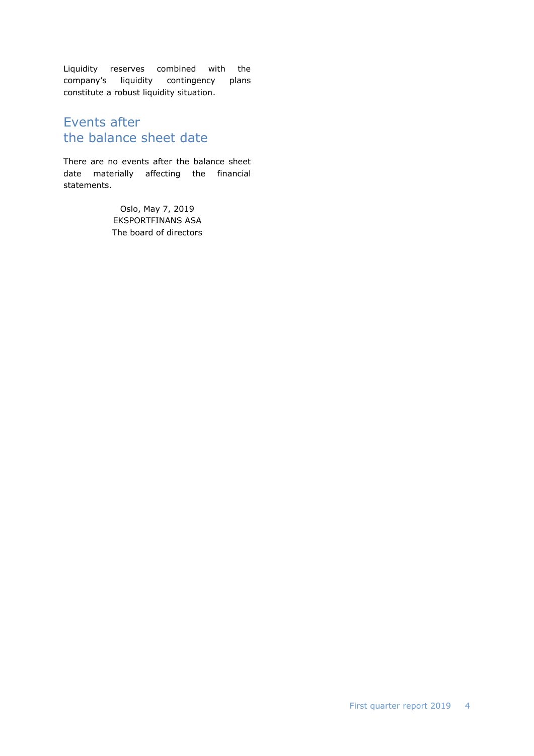Liquidity reserves combined with the company's liquidity contingency plans constitute a robust liquidity situation.

## Events after the balance sheet date

There are no events after the balance sheet date materially affecting the financial statements.

Oslo, May 7, 2019
EKSPORTFINANS ASA
The board of directors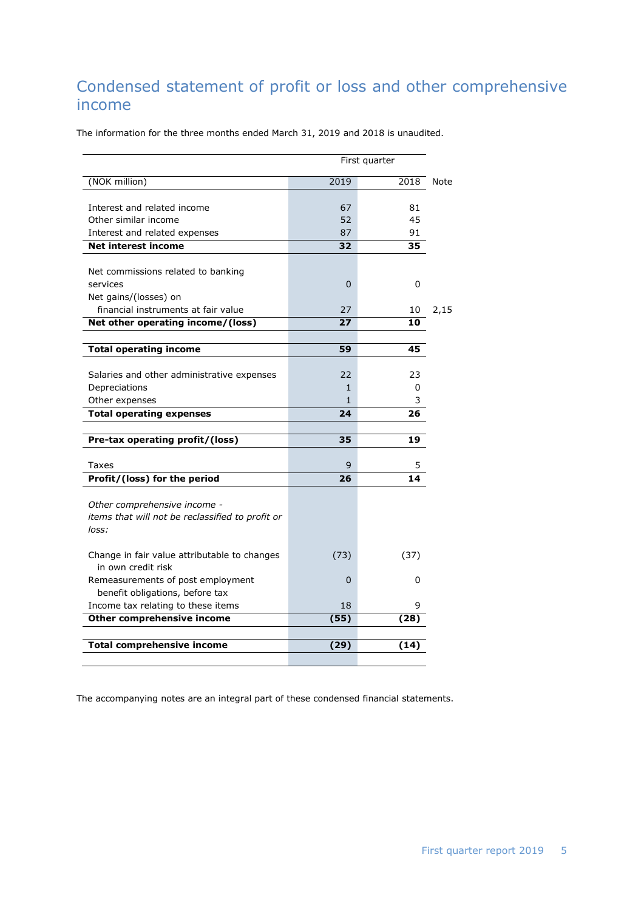# Condensed statement of profit or loss and other comprehensive income

The information for the three months ended March 31, 2019 and 2018 is unaudited.

| | First quarter | | |
|---|---|---|---|
| (NOK million) | 2019 | 2018 | Note |
| Interest and related income | 67 | 81 | |
| Other similar income | 52 | 45 | |
| Interest and related expenses | 87 | 91 | |
| **Net interest income** | **32** | **35** | |
| Net commissions related to banking services | 0 | 0 | |
| Net gains/(losses) on financial instruments at fair value | 27 | 10 | 2,15 |
| **Net other operating income/(loss)** | **27** | **10** | |
| **Total operating income** | **59** | **45** | |
| Salaries and other administrative expenses | 22 | 23 | |
| Depreciations | 1 | 0 | |
| Other expenses | 1 | 3 | |
| **Total operating expenses** | **24** | **26** | |
| **Pre-tax operating profit/(loss)** | **35** | **19** | |
| Taxes | 9 | 5 | |
| **Profit/(loss) for the period** | **26** | **14** | |
| *Other comprehensive income - items that will not be reclassified to profit or loss:* | | | |
| Change in fair value attributable to changes in own credit risk | (73) | (37) | |
| Remeasurements of post employment benefit obligations, before tax | 0 | 0 | |
| Income tax relating to these items | 18 | 9 | |
| **Other comprehensive income** | **(55)** | **(28)** | |
| **Total comprehensive income** | **(29)** | **(14)** | |

The accompanying notes are an integral part of these condensed financial statements.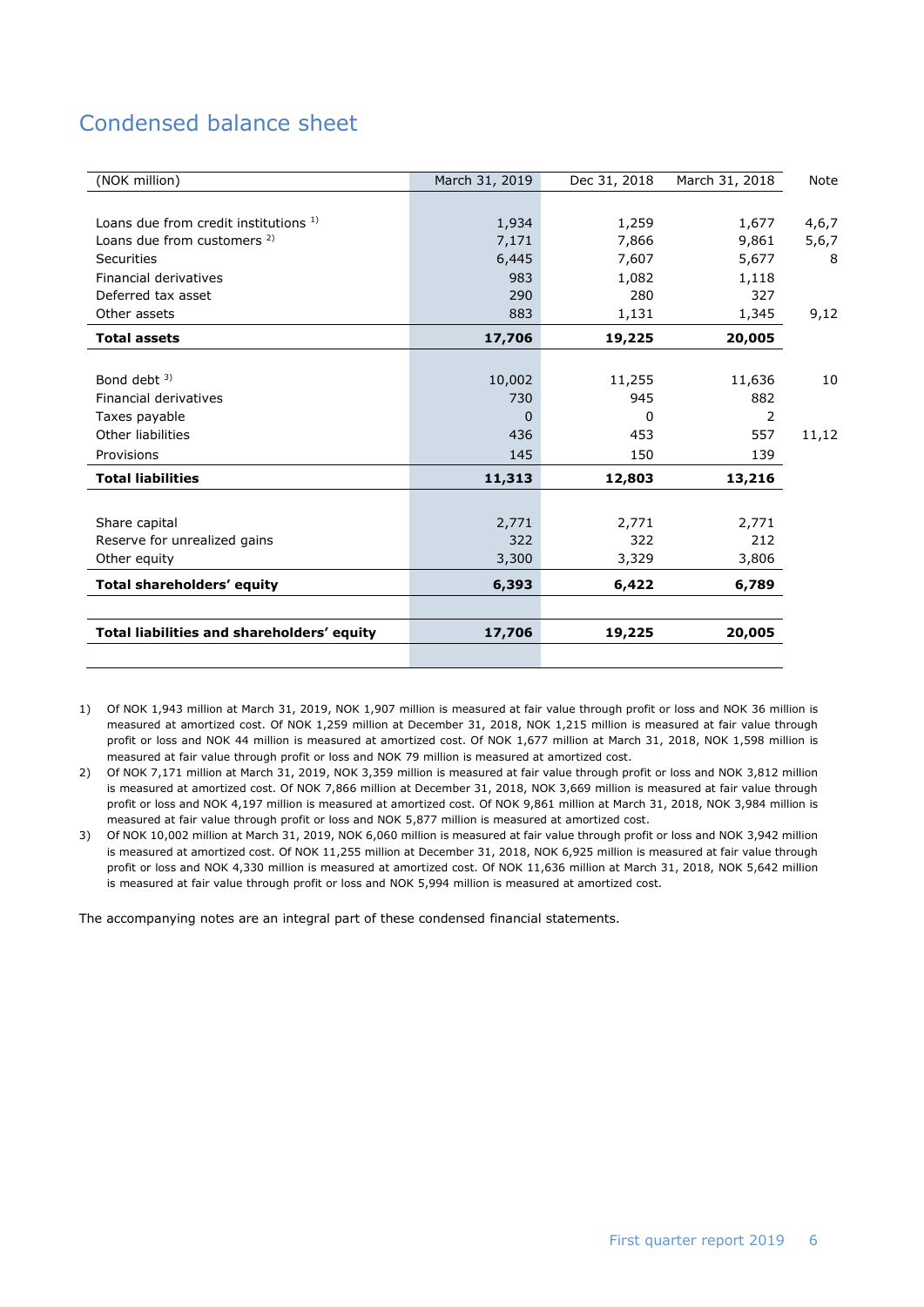# Condensed balance sheet

| (NOK million) | March 31, 2019 | Dec 31, 2018 | March 31, 2018 | Note |
|---|---|---|---|---|
| Loans due from credit institutions [1)] | 1,934 | 1,259 | 1,677 | 4,6,7 |
| Loans due from customers [2)] | 7,171 | 7,866 | 9,861 | 5,6,7 |
| Securities | 6,445 | 7,607 | 5,677 | 8 |
| Financial derivatives | 983 | 1,082 | 1,118 | |
| Deferred tax asset | 290 | 280 | 327 | |
| Other assets | 883 | 1,131 | 1,345 | 9,12 |
| **Total assets** | **17,706** | **19,225** | **20,005** | |
| | | | | |
| Bond debt [3)] | 10,002 | 11,255 | 11,636 | 10 |
| Financial derivatives | 730 | 945 | 882 | |
| Taxes payable | 0 | 0 | 2 | |
| Other liabilities | 436 | 453 | 557 | 11,12 |
| Provisions | 145 | 150 | 139 | |
| **Total liabilities** | **11,313** | **12,803** | **13,216** | |
| | | | | |
| Share capital | 2,771 | 2,771 | 2,771 | |
| Reserve for unrealized gains | 322 | 322 | 212 | |
| Other equity | 3,300 | 3,329 | 3,806 | |
| **Total shareholders' equity** | **6,393** | **6,422** | **6,789** | |
| | | | | |
| **Total liabilities and shareholders' equity** | **17,706** | **19,225** | **20,005** | |

1) Of NOK 1,943 million at March 31, 2019, NOK 1,907 million is measured at fair value through profit or loss and NOK 36 million is measured at amortized cost. Of NOK 1,259 million at December 31, 2018, NOK 1,215 million is measured at fair value through profit or loss and NOK 44 million is measured at amortized cost. Of NOK 1,677 million at March 31, 2018, NOK 1,598 million is measured at fair value through profit or loss and NOK 79 million is measured at amortized cost.

2) Of NOK 7,171 million at March 31, 2019, NOK 3,359 million is measured at fair value through profit or loss and NOK 3,812 million is measured at amortized cost. Of NOK 7,866 million at December 31, 2018, NOK 3,669 million is measured at fair value through profit or loss and NOK 4,197 million is measured at amortized cost. Of NOK 9,861 million at March 31, 2018, NOK 3,984 million is measured at fair value through profit or loss and NOK 5,877 million is measured at amortized cost.

3) Of NOK 10,002 million at March 31, 2019, NOK 6,060 million is measured at fair value through profit or loss and NOK 3,942 million is measured at amortized cost. Of NOK 11,255 million at December 31, 2018, NOK 6,925 million is measured at fair value through profit or loss and NOK 4,330 million is measured at amortized cost. Of NOK 11,636 million at March 31, 2018, NOK 5,642 million is measured at fair value through profit or loss and NOK 5,994 million is measured at amortized cost.

The accompanying notes are an integral part of these condensed financial statements.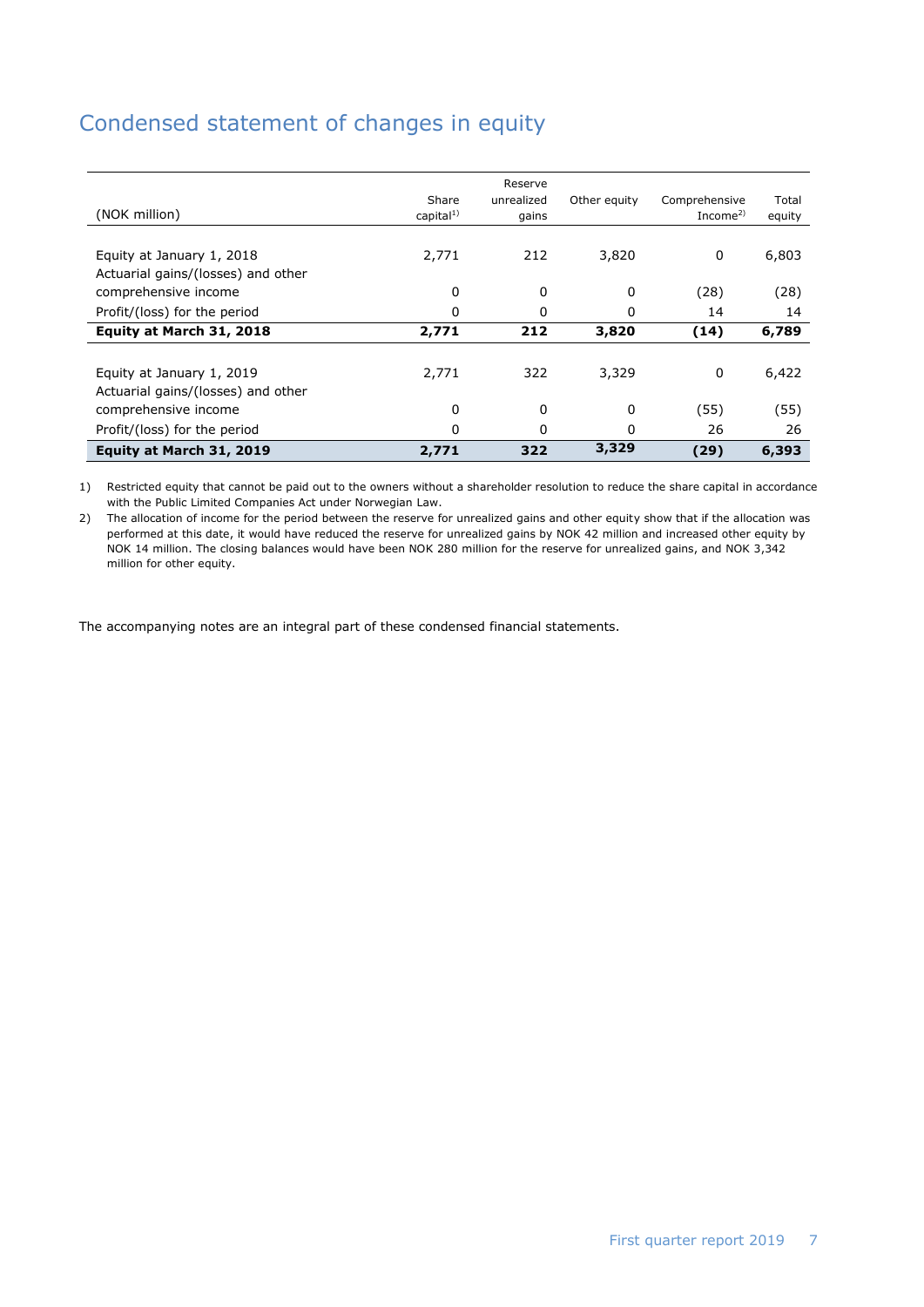## Condensed statement of changes in equity

| (NOK million) | Share capital[1)] | Reserve unrealized gains | Other equity | Comprehensive Income[2)] | Total equity |
|---|---|---|---|---|---|
| Equity at January 1, 2018 | 2,771 | 212 | 3,820 | 0 | 6,803 |
| Actuarial gains/(losses) and other comprehensive income | 0 | 0 | 0 | (28) | (28) |
| Profit/(loss) for the period | 0 | 0 | 0 | 14 | 14 |
| **Equity at March 31, 2018** | **2,771** | **212** | **3,820** | **(14)** | **6,789** |
| | | | | | |
| Equity at January 1, 2019 | 2,771 | 322 | 3,329 | 0 | 6,422 |
| Actuarial gains/(losses) and other comprehensive income | 0 | 0 | 0 | (55) | (55) |
| Profit/(loss) for the period | 0 | 0 | 0 | 26 | 26 |
| **Equity at March 31, 2019** | **2,771** | **322** | **3,329** | **(29)** | **6,393** |

1) Restricted equity that cannot be paid out to the owners without a shareholder resolution to reduce the share capital in accordance with the Public Limited Companies Act under Norwegian Law.

2) The allocation of income for the period between the reserve for unrealized gains and other equity show that if the allocation was performed at this date, it would have reduced the reserve for unrealized gains by NOK 42 million and increased other equity by NOK 14 million. The closing balances would have been NOK 280 million for the reserve for unrealized gains, and NOK 3,342 million for other equity.

The accompanying notes are an integral part of these condensed financial statements.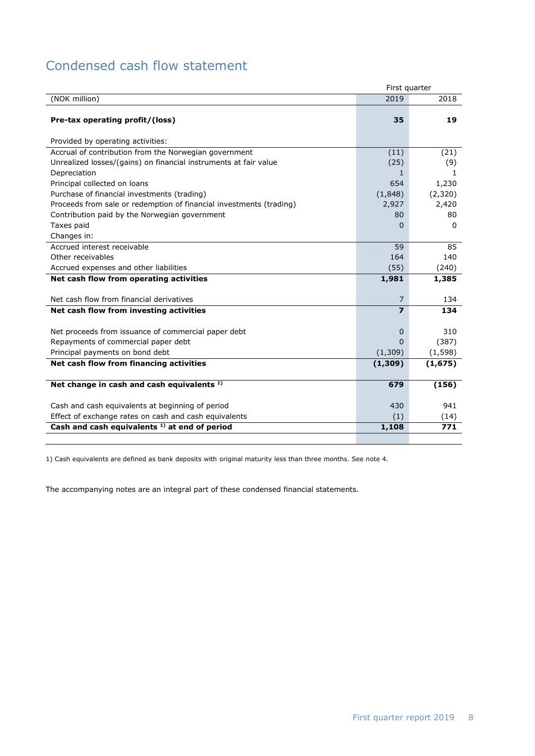# Condensed cash flow statement

| (NOK million) | First quarter 2019 | First quarter 2018 |
|---|---|---|
| **Pre-tax operating profit/(loss)** | **35** | **19** |
| Provided by operating activities: | | |
| Accrual of contribution from the Norwegian government | (11) | (21) |
| Unrealized losses/(gains) on financial instruments at fair value | (25) | (9) |
| Depreciation | 1 | 1 |
| Principal collected on loans | 654 | 1,230 |
| Purchase of financial investments (trading) | (1,848) | (2,320) |
| Proceeds from sale or redemption of financial investments (trading) | 2,927 | 2,420 |
| Contribution paid by the Norwegian government | 80 | 80 |
| Taxes paid | 0 | 0 |
| Changes in: | | |
| Accrued interest receivable | 59 | 85 |
| Other receivables | 164 | 140 |
| Accrued expenses and other liabilities | (55) | (240) |
| **Net cash flow from operating activities** | **1,981** | **1,385** |
| Net cash flow from financial derivatives | 7 | 134 |
| **Net cash flow from investing activities** | **7** | **134** |
| Net proceeds from issuance of commercial paper debt | 0 | 310 |
| Repayments of commercial paper debt | 0 | (387) |
| Principal payments on bond debt | (1,309) | (1,598) |
| **Net cash flow from financing activities** | **(1,309)** | **(1,675)** |
| **Net change in cash and cash equivalents [1)]** | **679** | **(156)** |
| Cash and cash equivalents at beginning of period | 430 | 941 |
| Effect of exchange rates on cash and cash equivalents | (1) | (14) |
| **Cash and cash equivalents [1)] at end of period** | **1,108** | **771** |

1) Cash equivalents are defined as bank deposits with original maturity less than three months. See note 4.

The accompanying notes are an integral part of these condensed financial statements.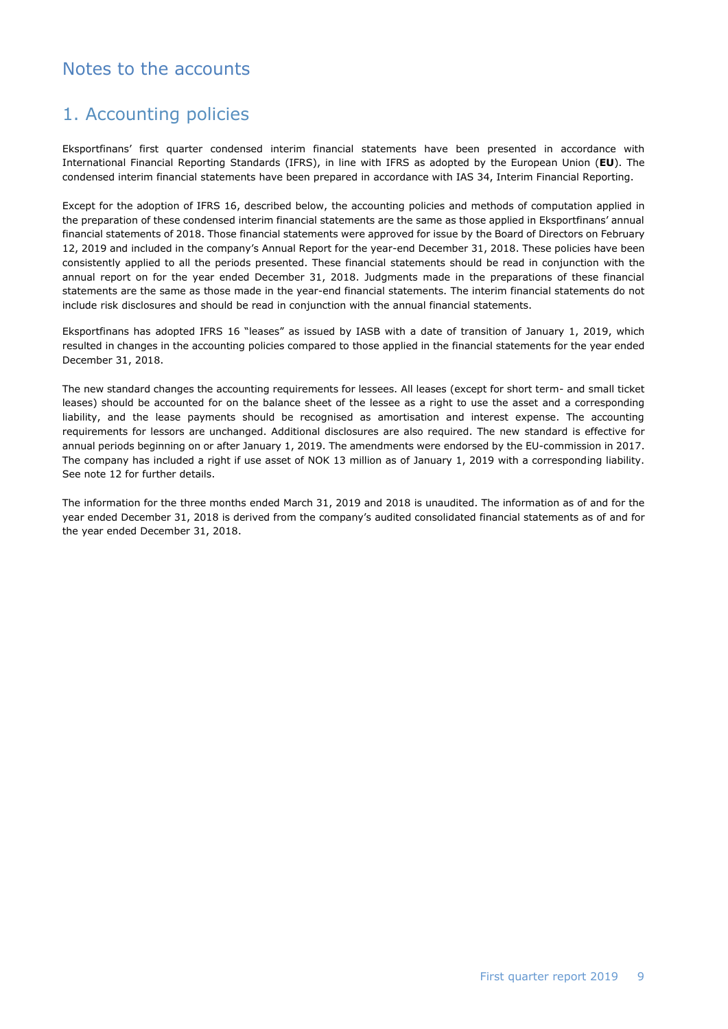# Notes to the accounts

## 1. Accounting policies

Eksportfinans' first quarter condensed interim financial statements have been presented in accordance with International Financial Reporting Standards (IFRS), in line with IFRS as adopted by the European Union (**EU**). The condensed interim financial statements have been prepared in accordance with IAS 34, Interim Financial Reporting.

Except for the adoption of IFRS 16, described below, the accounting policies and methods of computation applied in the preparation of these condensed interim financial statements are the same as those applied in Eksportfinans' annual financial statements of 2018. Those financial statements were approved for issue by the Board of Directors on February 12, 2019 and included in the company's Annual Report for the year-end December 31, 2018. These policies have been consistently applied to all the periods presented. These financial statements should be read in conjunction with the annual report on for the year ended December 31, 2018. Judgments made in the preparations of these financial statements are the same as those made in the year-end financial statements. The interim financial statements do not include risk disclosures and should be read in conjunction with the annual financial statements.

Eksportfinans has adopted IFRS 16 "leases" as issued by IASB with a date of transition of January 1, 2019, which resulted in changes in the accounting policies compared to those applied in the financial statements for the year ended December 31, 2018.

The new standard changes the accounting requirements for lessees. All leases (except for short term- and small ticket leases) should be accounted for on the balance sheet of the lessee as a right to use the asset and a corresponding liability, and the lease payments should be recognised as amortisation and interest expense. The accounting requirements for lessors are unchanged. Additional disclosures are also required. The new standard is effective for annual periods beginning on or after January 1, 2019. The amendments were endorsed by the EU-commission in 2017. The company has included a right if use asset of NOK 13 million as of January 1, 2019 with a corresponding liability. See note 12 for further details.

The information for the three months ended March 31, 2019 and 2018 is unaudited. The information as of and for the year ended December 31, 2018 is derived from the company's audited consolidated financial statements as of and for the year ended December 31, 2018.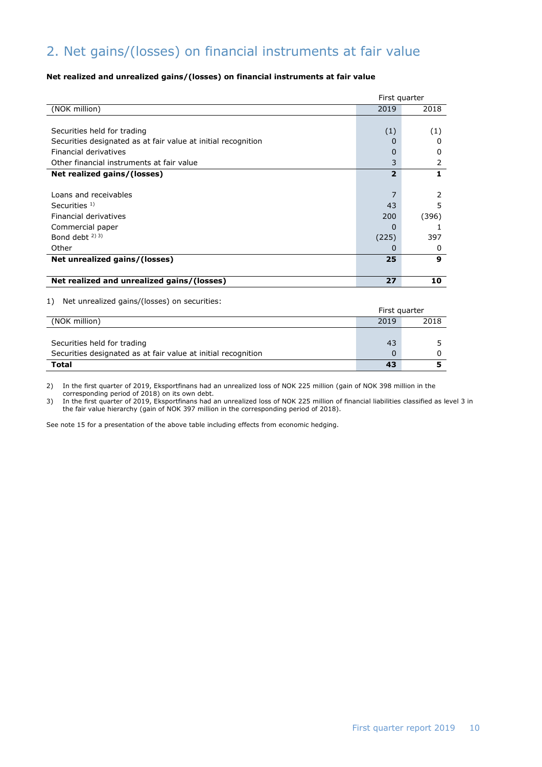## 2. Net gains/(losses) on financial instruments at fair value

**Net realized and unrealized gains/(losses) on financial instruments at fair value**

| | First quarter | |
|---|---|---|
| (NOK million) | 2019 | 2018 |
| | | |
| Securities held for trading | (1) | (1) |
| Securities designated as at fair value at initial recognition | 0 | 0 |
| Financial derivatives | 0 | 0 |
| Other financial instruments at fair value | 3 | 2 |
| **Net realized gains/(losses)** | **2** | **1** |
| | | |
| Loans and receivables | 7 | 2 |
| Securities [1)] | 43 | 5 |
| Financial derivatives | 200 | (396) |
| Commercial paper | 0 | 1 |
| Bond debt [2) 3)] | (225) | 397 |
| Other | 0 | 0 |
| **Net unrealized gains/(losses)** | **25** | **9** |
| | | |
| **Net realized and unrealized gains/(losses)** | **27** | **10** |

1) Net unrealized gains/(losses) on securities:

| | First quarter | |
|---|---|---|
| (NOK million) | 2019 | 2018 |
| | | |
| Securities held for trading | 43 | 5 |
| Securities designated as at fair value at initial recognition | 0 | 0 |
| **Total** | **43** | **5** |

2) In the first quarter of 2019, Eksportfinans had an unrealized loss of NOK 225 million (gain of NOK 398 million in the corresponding period of 2018) on its own debt.

3) In the first quarter of 2019, Eksportfinans had an unrealized loss of NOK 225 million of financial liabilities classified as level 3 in the fair value hierarchy (gain of NOK 397 million in the corresponding period of 2018).

See note 15 for a presentation of the above table including effects from economic hedging.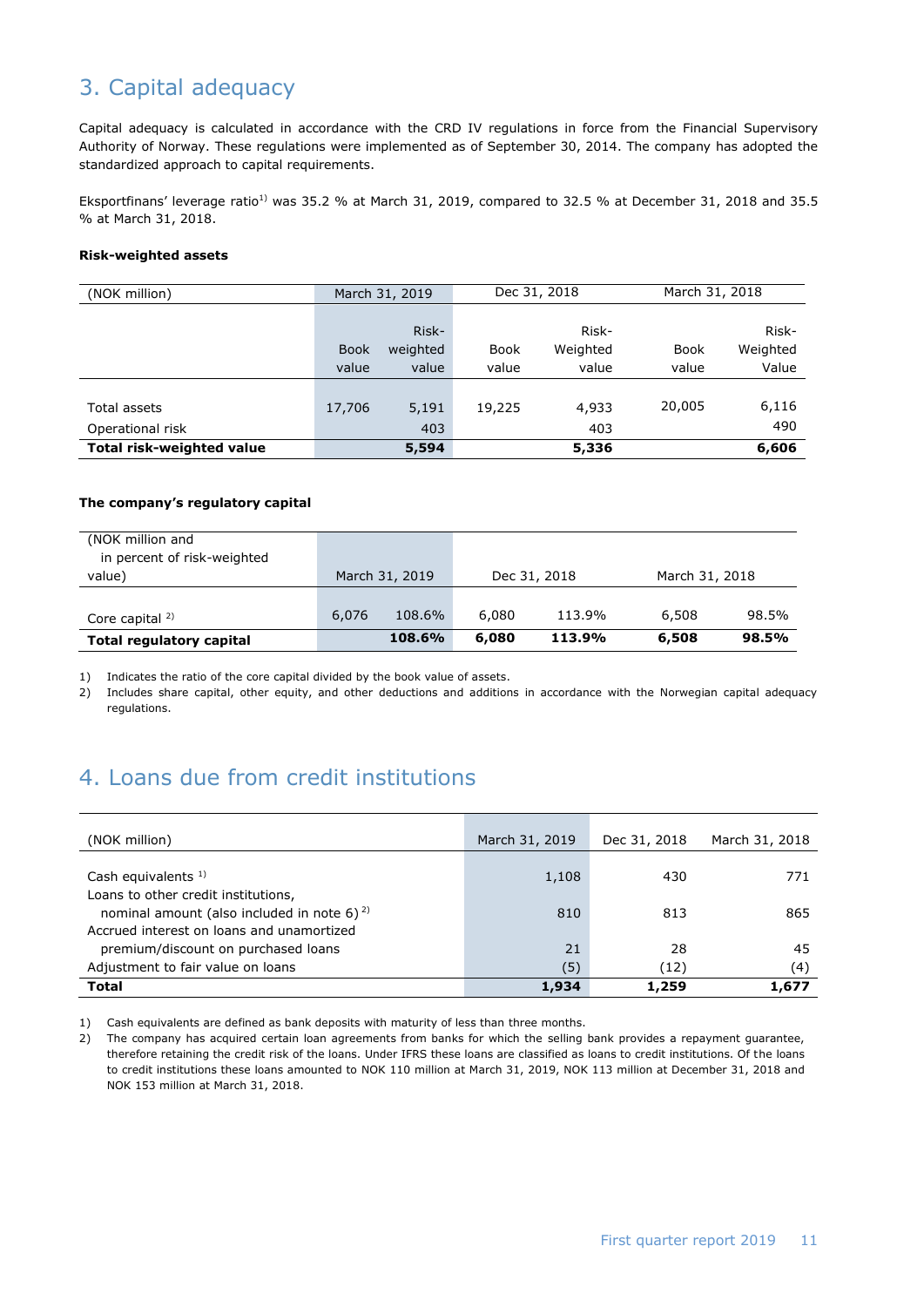## 3. Capital adequacy

Capital adequacy is calculated in accordance with the CRD IV regulations in force from the Financial Supervisory Authority of Norway. These regulations were implemented as of September 30, 2014. The company has adopted the standardized approach to capital requirements.

Eksportfinans' leverage ratio[1] was 35.2 % at March 31, 2019, compared to 32.5 % at December 31, 2018 and 35.5 % at March 31, 2018.

**Risk-weighted assets**

| (NOK million) | March 31, 2019 | | Dec 31, 2018 | | March 31, 2018 | |
|---|---|---|---|---|---|---|
| | Book value | Risk-weighted value | Book value | Risk-Weighted value | Book value | Risk-Weighted Value |
| Total assets | 17,706 | 5,191 | 19,225 | 4,933 | 20,005 | 6,116 |
| Operational risk | | 403 | | 403 | | 490 |
| **Total risk-weighted value** | | **5,594** | | **5,336** | | **6,606** |

**The company's regulatory capital**

| (NOK million and in percent of risk-weighted value) | March 31, 2019 | | Dec 31, 2018 | | March 31, 2018 | |
|---|---|---|---|---|---|---|
| Core capital [2] | 6,076 | 108.6% | 6,080 | 113.9% | 6,508 | 98.5% |
| **Total regulatory capital** | | **108.6%** | **6,080** | **113.9%** | **6,508** | **98.5%** |

1) Indicates the ratio of the core capital divided by the book value of assets.
2) Includes share capital, other equity, and other deductions and additions in accordance with the Norwegian capital adequacy regulations.

## 4. Loans due from credit institutions

| (NOK million) | March 31, 2019 | Dec 31, 2018 | March 31, 2018 |
|---|---|---|---|
| Cash equivalents [1] | 1,108 | 430 | 771 |
| Loans to other credit institutions, nominal amount (also included in note 6) [2] | 810 | 813 | 865 |
| Accrued interest on loans and unamortized premium/discount on purchased loans | 21 | 28 | 45 |
| Adjustment to fair value on loans | (5) | (12) | (4) |
| **Total** | **1,934** | **1,259** | **1,677** |

1) Cash equivalents are defined as bank deposits with maturity of less than three months.
2) The company has acquired certain loan agreements from banks for which the selling bank provides a repayment guarantee, therefore retaining the credit risk of the loans. Under IFRS these loans are classified as loans to credit institutions. Of the loans to credit institutions these loans amounted to NOK 110 million at March 31, 2019, NOK 113 million at December 31, 2018 and NOK 153 million at March 31, 2018.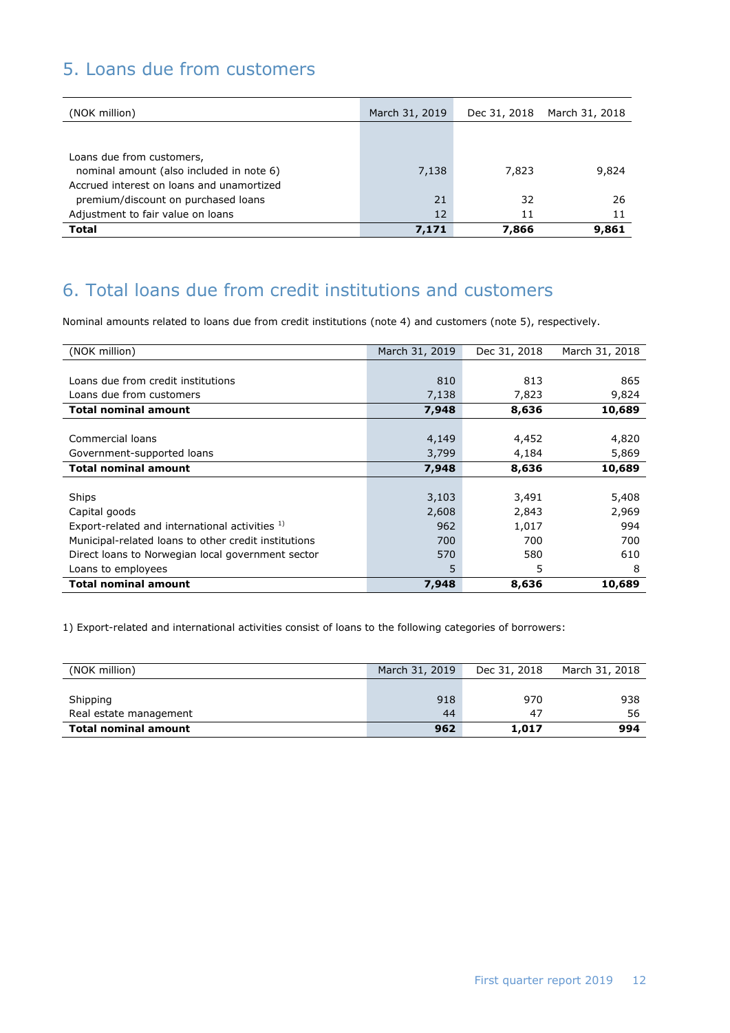## 5. Loans due from customers

| (NOK million) | March 31, 2019 | Dec 31, 2018 | March 31, 2018 |
|---|---|---|---|
| Loans due from customers, nominal amount (also included in note 6) | 7,138 | 7,823 | 9,824 |
| Accrued interest on loans and unamortized premium/discount on purchased loans | 21 | 32 | 26 |
| Adjustment to fair value on loans | 12 | 11 | 11 |
| **Total** | **7,171** | **7,866** | **9,861** |

## 6. Total loans due from credit institutions and customers

Nominal amounts related to loans due from credit institutions (note 4) and customers (note 5), respectively.

| (NOK million) | March 31, 2019 | Dec 31, 2018 | March 31, 2018 |
|---|---|---|---|
| Loans due from credit institutions | 810 | 813 | 865 |
| Loans due from customers | 7,138 | 7,823 | 9,824 |
| **Total nominal amount** | **7,948** | **8,636** | **10,689** |
| | | | |
| Commercial loans | 4,149 | 4,452 | 4,820 |
| Government-supported loans | 3,799 | 4,184 | 5,869 |
| **Total nominal amount** | **7,948** | **8,636** | **10,689** |
| | | | |
| Ships | 3,103 | 3,491 | 5,408 |
| Capital goods | 2,608 | 2,843 | 2,969 |
| Export-related and international activities [1] | 962 | 1,017 | 994 |
| Municipal-related loans to other credit institutions | 700 | 700 | 700 |
| Direct loans to Norwegian local government sector | 570 | 580 | 610 |
| Loans to employees | 5 | 5 | 8 |
| **Total nominal amount** | **7,948** | **8,636** | **10,689** |

1) Export-related and international activities consist of loans to the following categories of borrowers:

| (NOK million) | March 31, 2019 | Dec 31, 2018 | March 31, 2018 |
|---|---|---|---|
| Shipping | 918 | 970 | 938 |
| Real estate management | 44 | 47 | 56 |
| **Total nominal amount** | **962** | **1,017** | **994** |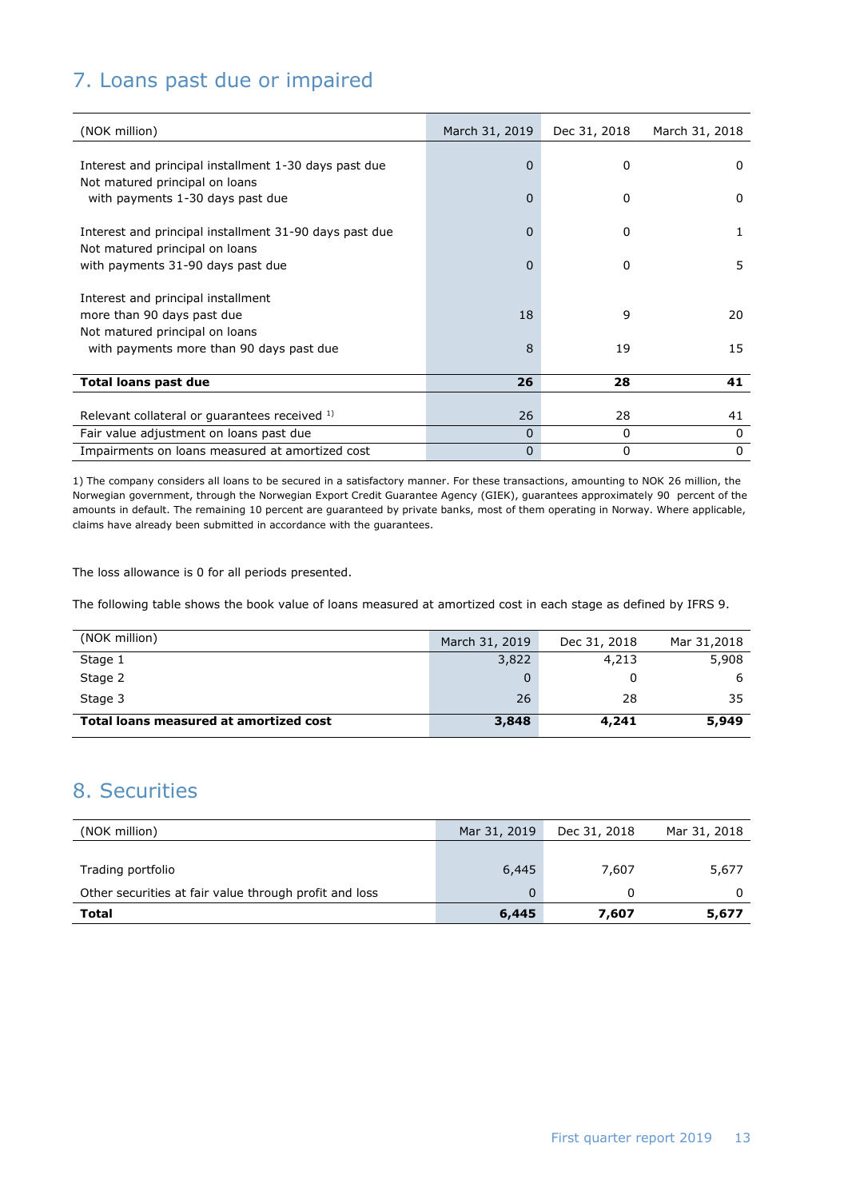## 7. Loans past due or impaired

| (NOK million) | March 31, 2019 | Dec 31, 2018 | March 31, 2018 |
|---|---|---|---|
| Interest and principal installment 1-30 days past due | 0 | 0 | 0 |
| Not matured principal on loans with payments 1-30 days past due | 0 | 0 | 0 |
| Interest and principal installment 31-90 days past due | 0 | 0 | 1 |
| Not matured principal on loans with payments 31-90 days past due | 0 | 0 | 5 |
| Interest and principal installment more than 90 days past due | 18 | 9 | 20 |
| Not matured principal on loans with payments more than 90 days past due | 8 | 19 | 15 |
| **Total loans past due** | **26** | **28** | **41** |
| Relevant collateral or guarantees received [1] | 26 | 28 | 41 |
| Fair value adjustment on loans past due | 0 | 0 | 0 |
| Impairments on loans measured at amortized cost | 0 | 0 | 0 |

1) The company considers all loans to be secured in a satisfactory manner. For these transactions, amounting to NOK 26 million, the Norwegian government, through the Norwegian Export Credit Guarantee Agency (GIEK), guarantees approximately 90 percent of the amounts in default. The remaining 10 percent are guaranteed by private banks, most of them operating in Norway. Where applicable, claims have already been submitted in accordance with the guarantees.

The loss allowance is 0 for all periods presented.

The following table shows the book value of loans measured at amortized cost in each stage as defined by IFRS 9.

| (NOK million) | March 31, 2019 | Dec 31, 2018 | Mar 31,2018 |
|---|---|---|---|
| Stage 1 | 3,822 | 4,213 | 5,908 |
| Stage 2 | 0 | 0 | 6 |
| Stage 3 | 26 | 28 | 35 |
| **Total loans measured at amortized cost** | **3,848** | **4,241** | **5,949** |

## 8. Securities

| (NOK million) | Mar 31, 2019 | Dec 31, 2018 | Mar 31, 2018 |
|---|---|---|---|
| Trading portfolio | 6,445 | 7,607 | 5,677 |
| Other securities at fair value through profit and loss | 0 | 0 | 0 |
| **Total** | **6,445** | **7,607** | **5,677** |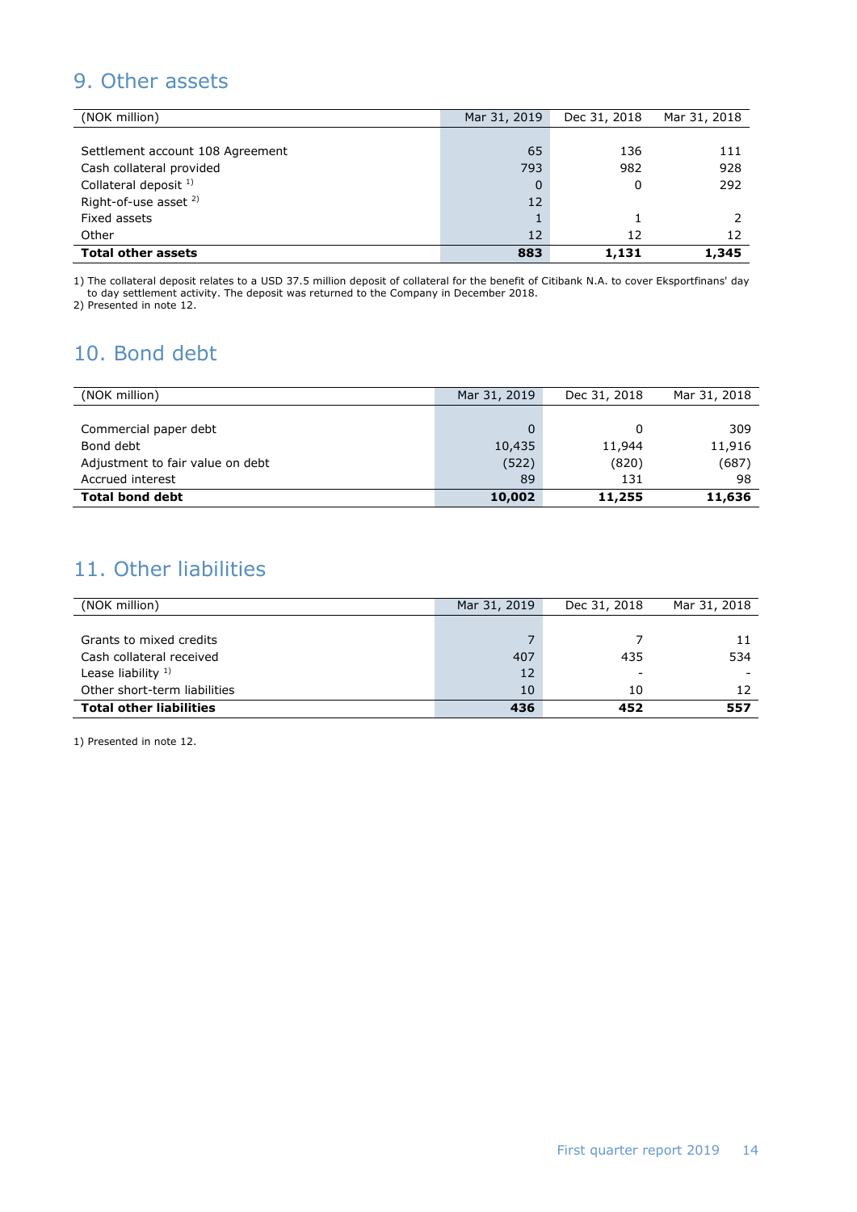## 9. Other assets

| (NOK million) | Mar 31, 2019 | Dec 31, 2018 | Mar 31, 2018 |
|---|---|---|---|
| Settlement account 108 Agreement | 65 | 136 | 111 |
| Cash collateral provided | 793 | 982 | 928 |
| Collateral deposit [1] | 0 | 0 | 292 |
| Right-of-use asset [2] | 12 | | |
| Fixed assets | 1 | 1 | 2 |
| Other | 12 | 12 | 12 |
| **Total other assets** | **883** | **1,131** | **1,345** |

1) The collateral deposit relates to a USD 37.5 million deposit of collateral for the benefit of Citibank N.A. to cover Eksportfinans' day to day settlement activity. The deposit was returned to the Company in December 2018.
2) Presented in note 12.

## 10. Bond debt

| (NOK million) | Mar 31, 2019 | Dec 31, 2018 | Mar 31, 2018 |
|---|---|---|---|
| Commercial paper debt | 0 | 0 | 309 |
| Bond debt | 10,435 | 11,944 | 11,916 |
| Adjustment to fair value on debt | (522) | (820) | (687) |
| Accrued interest | 89 | 131 | 98 |
| **Total bond debt** | **10,002** | **11,255** | **11,636** |

## 11. Other liabilities

| (NOK million) | Mar 31, 2019 | Dec 31, 2018 | Mar 31, 2018 |
|---|---|---|---|
| Grants to mixed credits | 7 | 7 | 11 |
| Cash collateral received | 407 | 435 | 534 |
| Lease liability [1] | 12 | - | - |
| Other short-term liabilities | 10 | 10 | 12 |
| **Total other liabilities** | **436** | **452** | **557** |

1) Presented in note 12.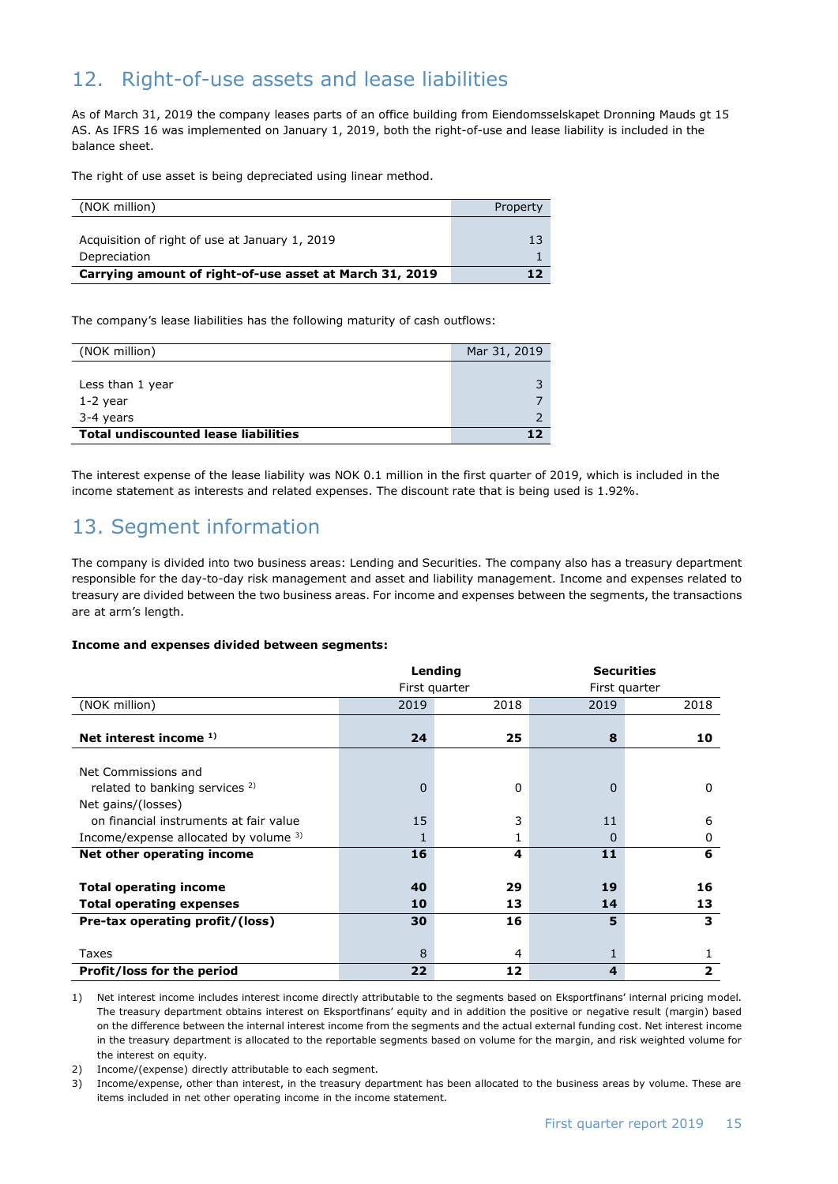## 12. Right-of-use assets and lease liabilities

As of March 31, 2019 the company leases parts of an office building from Eiendomsselskapet Dronning Mauds gt 15 AS. As IFRS 16 was implemented on January 1, 2019, both the right-of-use and lease liability is included in the balance sheet.

The right of use asset is being depreciated using linear method.

| (NOK million) | Property |
|---|---|
| Acquisition of right of use at January 1, 2019 | 13 |
| Depreciation | 1 |
| **Carrying amount of right-of-use asset at March 31, 2019** | **12** |

The company's lease liabilities has the following maturity of cash outflows:

| (NOK million) | Mar 31, 2019 |
|---|---|
| Less than 1 year | 3 |
| 1-2 year | 7 |
| 3-4 years | 2 |
| **Total undiscounted lease liabilities** | **12** |

The interest expense of the lease liability was NOK 0.1 million in the first quarter of 2019, which is included in the income statement as interests and related expenses. The discount rate that is being used is 1.92%.

## 13. Segment information

The company is divided into two business areas: Lending and Securities. The company also has a treasury department responsible for the day-to-day risk management and asset and liability management. Income and expenses related to treasury are divided between the two business areas. For income and expenses between the segments, the transactions are at arm's length.

**Income and expenses divided between segments:**

| | **Lending** First quarter | | **Securities** First quarter | |
|---|---|---|---|---|
| (NOK million) | 2019 | 2018 | 2019 | 2018 |
| **Net interest income** [1] | **24** | **25** | **8** | **10** |
| Net Commissions and related to banking services [2] | 0 | 0 | 0 | 0 |
| Net gains/(losses) on financial instruments at fair value | 15 | 3 | 11 | 6 |
| Income/expense allocated by volume [3] | 1 | 1 | 0 | 0 |
| **Net other operating income** | **16** | **4** | **11** | **6** |
| **Total operating income** | **40** | **29** | **19** | **16** |
| **Total operating expenses** | **10** | **13** | **14** | **13** |
| **Pre-tax operating profit/(loss)** | **30** | **16** | **5** | **3** |
| Taxes | 8 | 4 | 1 | 1 |
| **Profit/loss for the period** | **22** | **12** | **4** | **2** |

1) Net interest income includes interest income directly attributable to the segments based on Eksportfinans' internal pricing model. The treasury department obtains interest on Eksportfinans' equity and in addition the positive or negative result (margin) based on the difference between the internal interest income from the segments and the actual external funding cost. Net interest income in the treasury department is allocated to the reportable segments based on volume for the margin, and risk weighted volume for the interest on equity.

2) Income/(expense) directly attributable to each segment.

3) Income/expense, other than interest, in the treasury department has been allocated to the business areas by volume. These are items included in net other operating income in the income statement.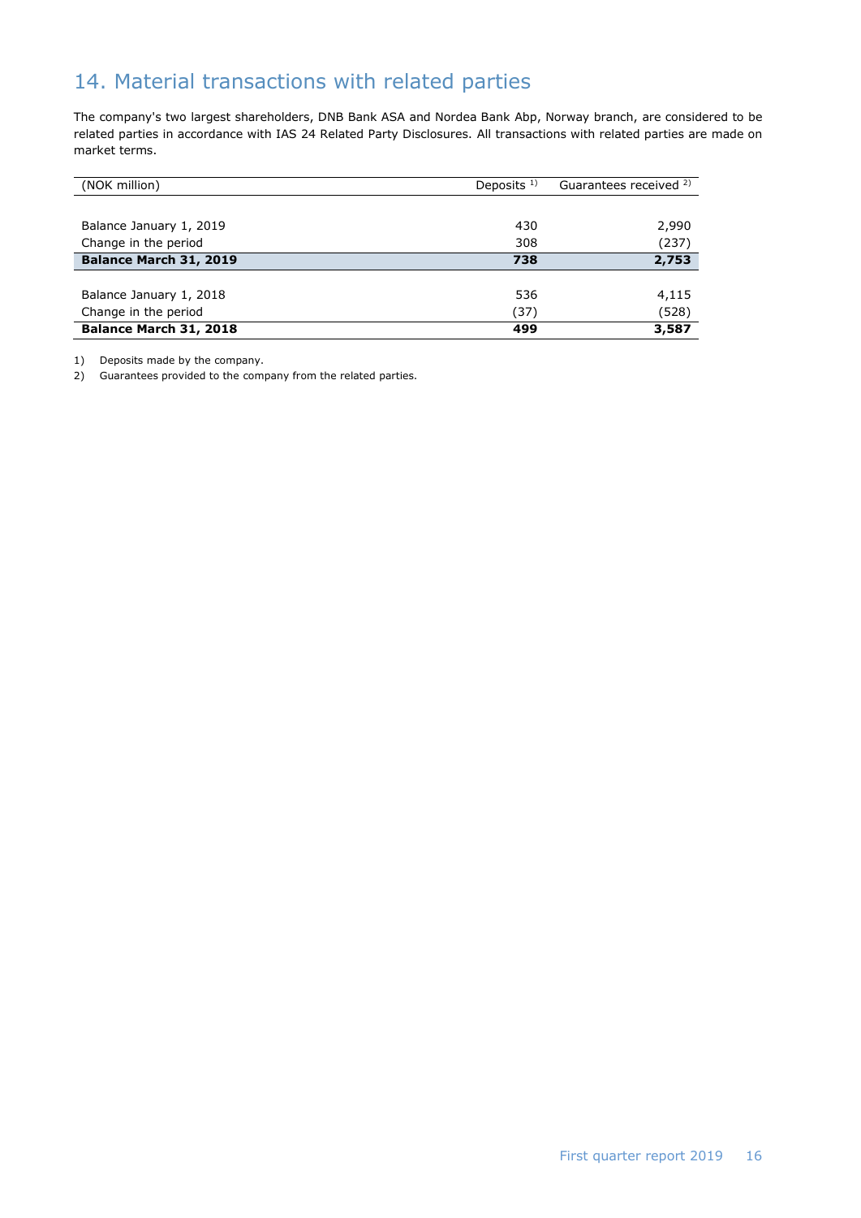## 14. Material transactions with related parties

The company's two largest shareholders, DNB Bank ASA and Nordea Bank Abp, Norway branch, are considered to be related parties in accordance with IAS 24 Related Party Disclosures. All transactions with related parties are made on market terms.

| (NOK million) | Deposits [1] | Guarantees received [2] |
|---|---|---|
| Balance January 1, 2019 | 430 | 2,990 |
| Change in the period | 308 | (237) |
| **Balance March 31, 2019** | **738** | **2,753** |
| Balance January 1, 2018 | 536 | 4,115 |
| Change in the period | (37) | (528) |
| **Balance March 31, 2018** | **499** | **3,587** |

1) Deposits made by the company.
2) Guarantees provided to the company from the related parties.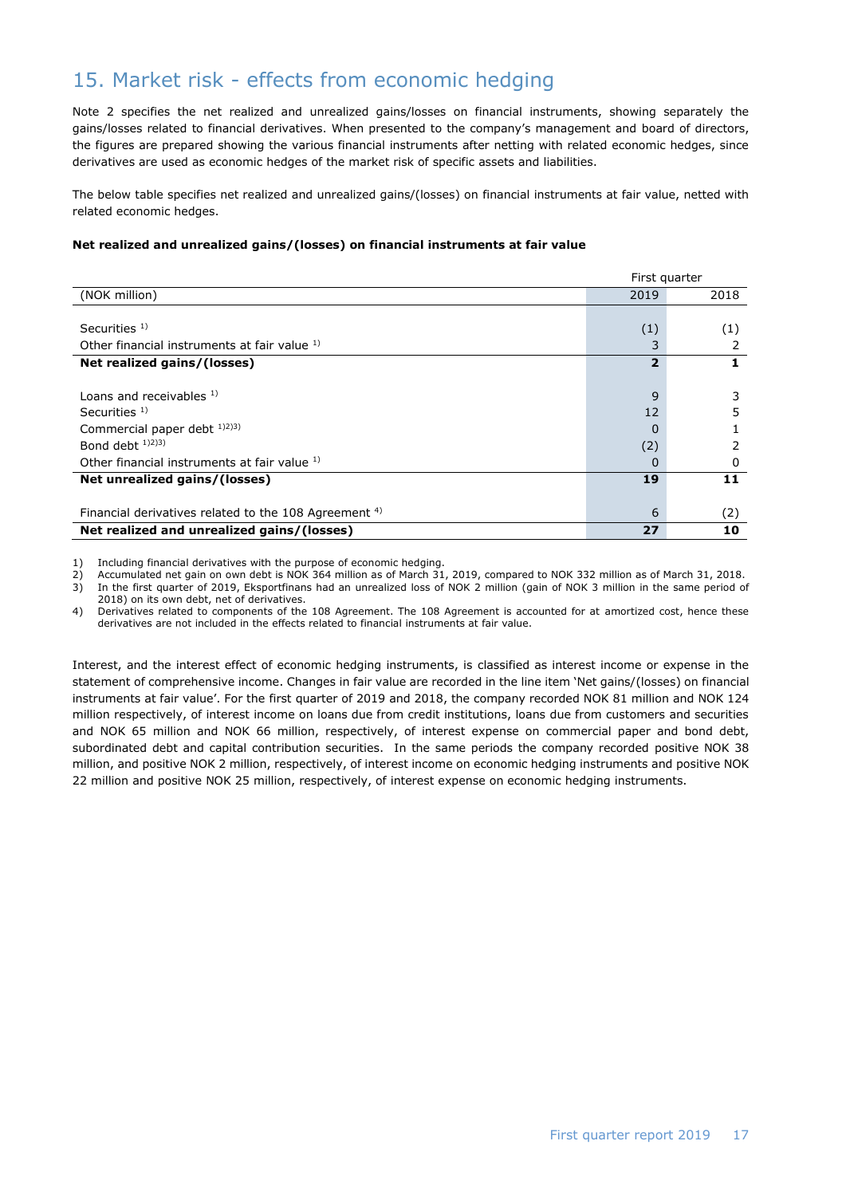## 15. Market risk - effects from economic hedging

Note 2 specifies the net realized and unrealized gains/losses on financial instruments, showing separately the gains/losses related to financial derivatives. When presented to the company's management and board of directors, the figures are prepared showing the various financial instruments after netting with related economic hedges, since derivatives are used as economic hedges of the market risk of specific assets and liabilities.

The below table specifies net realized and unrealized gains/(losses) on financial instruments at fair value, netted with related economic hedges.

**Net realized and unrealized gains/(losses) on financial instruments at fair value**

| | First quarter | |
|---|---|---|
| (NOK million) | 2019 | 2018 |
| | | |
| Securities [1] | (1) | (1) |
| Other financial instruments at fair value [1] | 3 | 2 |
| **Net realized gains/(losses)** | **2** | **1** |
| | | |
| Loans and receivables [1] | 9 | 3 |
| Securities [1] | 12 | 5 |
| Commercial paper debt [1)2)3)] | 0 | 1 |
| Bond debt [1)2)3)] | (2) | 2 |
| Other financial instruments at fair value [1] | 0 | 0 |
| **Net unrealized gains/(losses)** | **19** | **11** |
| | | |
| Financial derivatives related to the 108 Agreement [4] | 6 | (2) |
| **Net realized and unrealized gains/(losses)** | **27** | **10** |

1) Including financial derivatives with the purpose of economic hedging.
2) Accumulated net gain on own debt is NOK 364 million as of March 31, 2019, compared to NOK 332 million as of March 31, 2018.
3) In the first quarter of 2019, Eksportfinans had an unrealized loss of NOK 2 million (gain of NOK 3 million in the same period of 2018) on its own debt, net of derivatives.
4) Derivatives related to components of the 108 Agreement. The 108 Agreement is accounted for at amortized cost, hence these derivatives are not included in the effects related to financial instruments at fair value.

Interest, and the interest effect of economic hedging instruments, is classified as interest income or expense in the statement of comprehensive income. Changes in fair value are recorded in the line item 'Net gains/(losses) on financial instruments at fair value'. For the first quarter of 2019 and 2018, the company recorded NOK 81 million and NOK 124 million respectively, of interest income on loans due from credit institutions, loans due from customers and securities and NOK 65 million and NOK 66 million, respectively, of interest expense on commercial paper and bond debt, subordinated debt and capital contribution securities. In the same periods the company recorded positive NOK 38 million, and positive NOK 2 million, respectively, of interest income on economic hedging instruments and positive NOK 22 million and positive NOK 25 million, respectively, of interest expense on economic hedging instruments.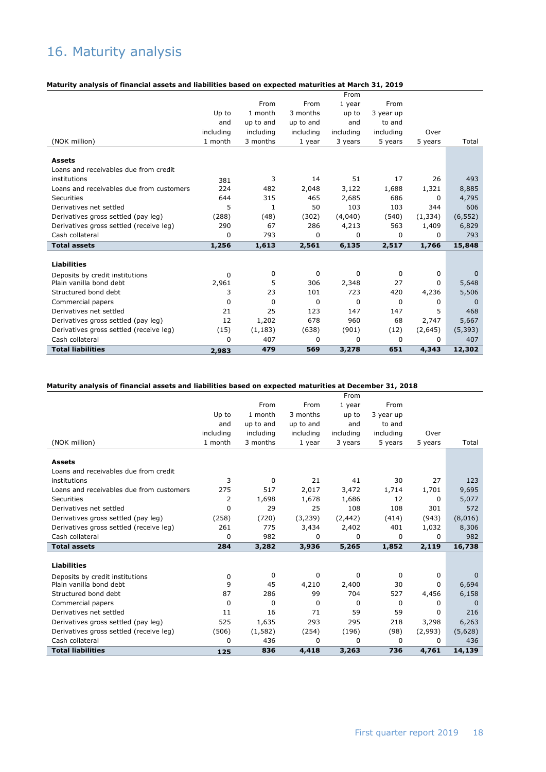# 16. Maturity analysis

**Maturity analysis of financial assets and liabilities based on expected maturities at March 31, 2019**

| (NOK million) | Up to and including 1 month | From 1 month up to and including 3 months | From 3 months up to and including 1 year | From 1 year up to and including 3 years | From 3 year up to and including 5 years | Over 5 years | Total |
|---|---|---|---|---|---|---|---|
| **Assets** | | | | | | | |
| Loans and receivables due from credit institutions | 381 | 3 | 14 | 51 | 17 | 26 | 493 |
| Loans and receivables due from customers | 224 | 482 | 2,048 | 3,122 | 1,688 | 1,321 | 8,885 |
| Securities | 644 | 315 | 465 | 2,685 | 686 | 0 | 4,795 |
| Derivatives net settled | 5 | 1 | 50 | 103 | 103 | 344 | 606 |
| Derivatives gross settled (pay leg) | (288) | (48) | (302) | (4,040) | (540) | (1,334) | (6,552) |
| Derivatives gross settled (receive leg) | 290 | 67 | 286 | 4,213 | 563 | 1,409 | 6,829 |
| Cash collateral | 0 | 793 | 0 | 0 | 0 | 0 | 793 |
| **Total assets** | **1,256** | **1,613** | **2,561** | **6,135** | **2,517** | **1,766** | **15,848** |
| **Liabilities** | | | | | | | |
| Deposits by credit institutions | 0 | 0 | 0 | 0 | 0 | 0 | 0 |
| Plain vanilla bond debt | 2,961 | 5 | 306 | 2,348 | 27 | 0 | 5,648 |
| Structured bond debt | 3 | 23 | 101 | 723 | 420 | 4,236 | 5,506 |
| Commercial papers | 0 | 0 | 0 | 0 | 0 | 0 | 0 |
| Derivatives net settled | 21 | 25 | 123 | 147 | 147 | 5 | 468 |
| Derivatives gross settled (pay leg) | 12 | 1,202 | 678 | 960 | 68 | 2,747 | 5,667 |
| Derivatives gross settled (receive leg) | (15) | (1,183) | (638) | (901) | (12) | (2,645) | (5,393) |
| Cash collateral | 0 | 407 | 0 | 0 | 0 | 0 | 407 |
| **Total liabilities** | **2,983** | **479** | **569** | **3,278** | **651** | **4,343** | **12,302** |

**Maturity analysis of financial assets and liabilities based on expected maturities at December 31, 2018**

| (NOK million) | Up to and including 1 month | From 1 month up to and including 3 months | From 3 months up to and including 1 year | From 1 year up to and including 3 years | From 3 year up to and including 5 years | Over 5 years | Total |
|---|---|---|---|---|---|---|---|
| **Assets** | | | | | | | |
| Loans and receivables due from credit institutions | 3 | 0 | 21 | 41 | 30 | 27 | 123 |
| Loans and receivables due from customers | 275 | 517 | 2,017 | 3,472 | 1,714 | 1,701 | 9,695 |
| Securities | 2 | 1,698 | 1,678 | 1,686 | 12 | 0 | 5,077 |
| Derivatives net settled | 0 | 29 | 25 | 108 | 108 | 301 | 572 |
| Derivatives gross settled (pay leg) | (258) | (720) | (3,239) | (2,442) | (414) | (943) | (8,016) |
| Derivatives gross settled (receive leg) | 261 | 775 | 3,434 | 2,402 | 401 | 1,032 | 8,306 |
| Cash collateral | 0 | 982 | 0 | 0 | 0 | 0 | 982 |
| **Total assets** | **284** | **3,282** | **3,936** | **5,265** | **1,852** | **2,119** | **16,738** |
| **Liabilities** | | | | | | | |
| Deposits by credit institutions | 0 | 0 | 0 | 0 | 0 | 0 | 0 |
| Plain vanilla bond debt | 9 | 45 | 4,210 | 2,400 | 30 | 0 | 6,694 |
| Structured bond debt | 87 | 286 | 99 | 704 | 527 | 4,456 | 6,158 |
| Commercial papers | 0 | 0 | 0 | 0 | 0 | 0 | 0 |
| Derivatives net settled | 11 | 16 | 71 | 59 | 59 | 0 | 216 |
| Derivatives gross settled (pay leg) | 525 | 1,635 | 293 | 295 | 218 | 3,298 | 6,263 |
| Derivatives gross settled (receive leg) | (506) | (1,582) | (254) | (196) | (98) | (2,993) | (5,628) |
| Cash collateral | 0 | 436 | 0 | 0 | 0 | 0 | 436 |
| **Total liabilities** | **125** | **836** | **4,418** | **3,263** | **736** | **4,761** | **14,139** |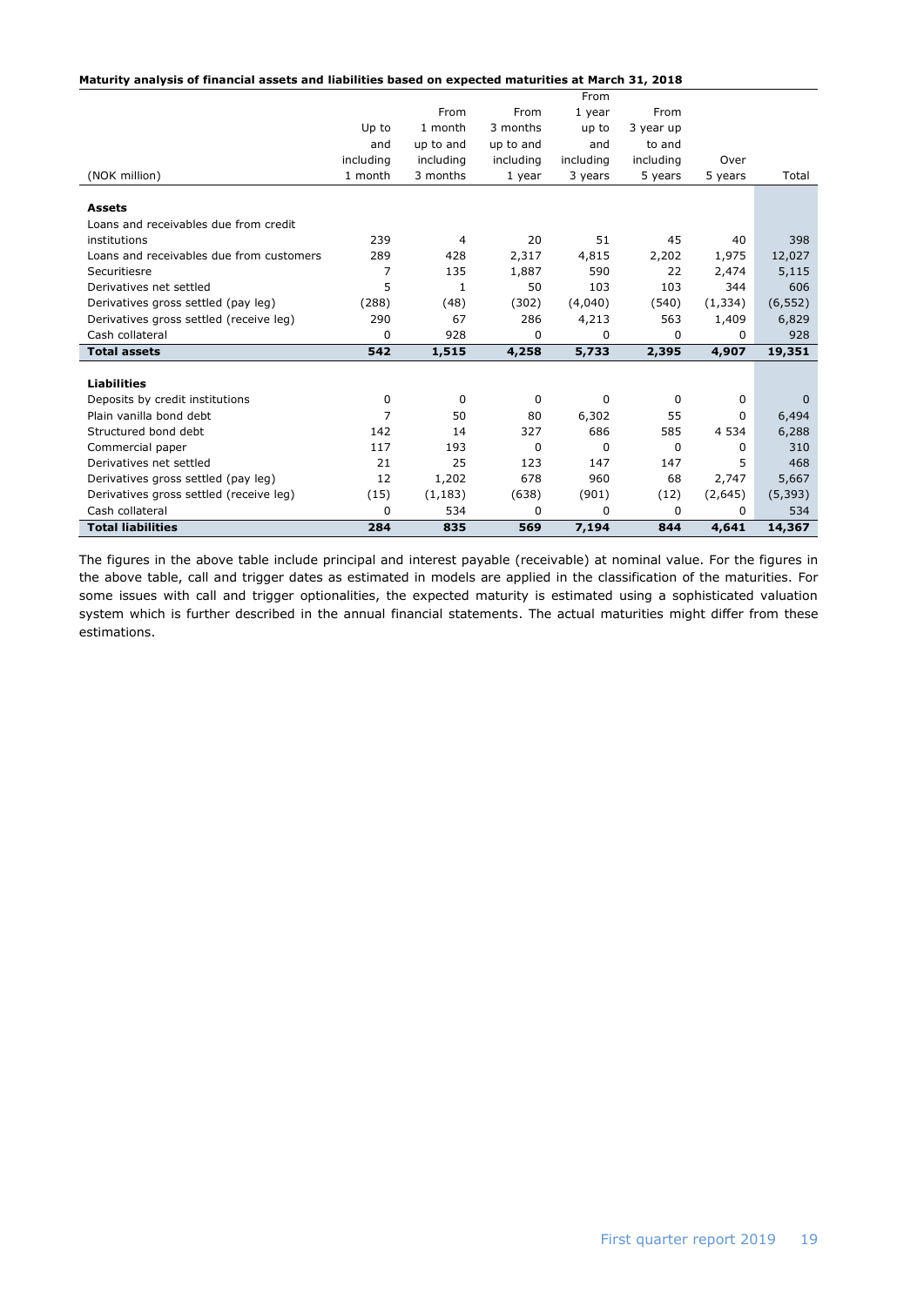**Maturity analysis of financial assets and liabilities based on expected maturities at March 31, 2018**

| (NOK million) | Up to and including 1 month | From 1 month up to and including 3 months | From 3 months up to and including 1 year | From 1 year up to and including 3 years | From 3 year up to and including 5 years | Over 5 years | Total |
|---|---|---|---|---|---|---|---|
| **Assets** | | | | | | | |
| Loans and receivables due from credit institutions | 239 | 4 | 20 | 51 | 45 | 40 | 398 |
| Loans and receivables due from customers | 289 | 428 | 2,317 | 4,815 | 2,202 | 1,975 | 12,027 |
| Securitiesre | 7 | 135 | 1,887 | 590 | 22 | 2,474 | 5,115 |
| Derivatives net settled | 5 | 1 | 50 | 103 | 103 | 344 | 606 |
| Derivatives gross settled (pay leg) | (288) | (48) | (302) | (4,040) | (540) | (1,334) | (6,552) |
| Derivatives gross settled (receive leg) | 290 | 67 | 286 | 4,213 | 563 | 1,409 | 6,829 |
| Cash collateral | 0 | 928 | 0 | 0 | 0 | 0 | 928 |
| **Total assets** | **542** | **1,515** | **4,258** | **5,733** | **2,395** | **4,907** | **19,351** |
| **Liabilities** | | | | | | | |
| Deposits by credit institutions | 0 | 0 | 0 | 0 | 0 | 0 | 0 |
| Plain vanilla bond debt | 7 | 50 | 80 | 6,302 | 55 | 0 | 6,494 |
| Structured bond debt | 142 | 14 | 327 | 686 | 585 | 4 534 | 6,288 |
| Commercial paper | 117 | 193 | 0 | 0 | 0 | 0 | 310 |
| Derivatives net settled | 21 | 25 | 123 | 147 | 147 | 5 | 468 |
| Derivatives gross settled (pay leg) | 12 | 1,202 | 678 | 960 | 68 | 2,747 | 5,667 |
| Derivatives gross settled (receive leg) | (15) | (1,183) | (638) | (901) | (12) | (2,645) | (5,393) |
| Cash collateral | 0 | 534 | 0 | 0 | 0 | 0 | 534 |
| **Total liabilities** | **284** | **835** | **569** | **7,194** | **844** | **4,641** | **14,367** |

The figures in the above table include principal and interest payable (receivable) at nominal value. For the figures in the above table, call and trigger dates as estimated in models are applied in the classification of the maturities. For some issues with call and trigger optionalities, the expected maturity is estimated using a sophisticated valuation system which is further described in the annual financial statements. The actual maturities might differ from these estimations.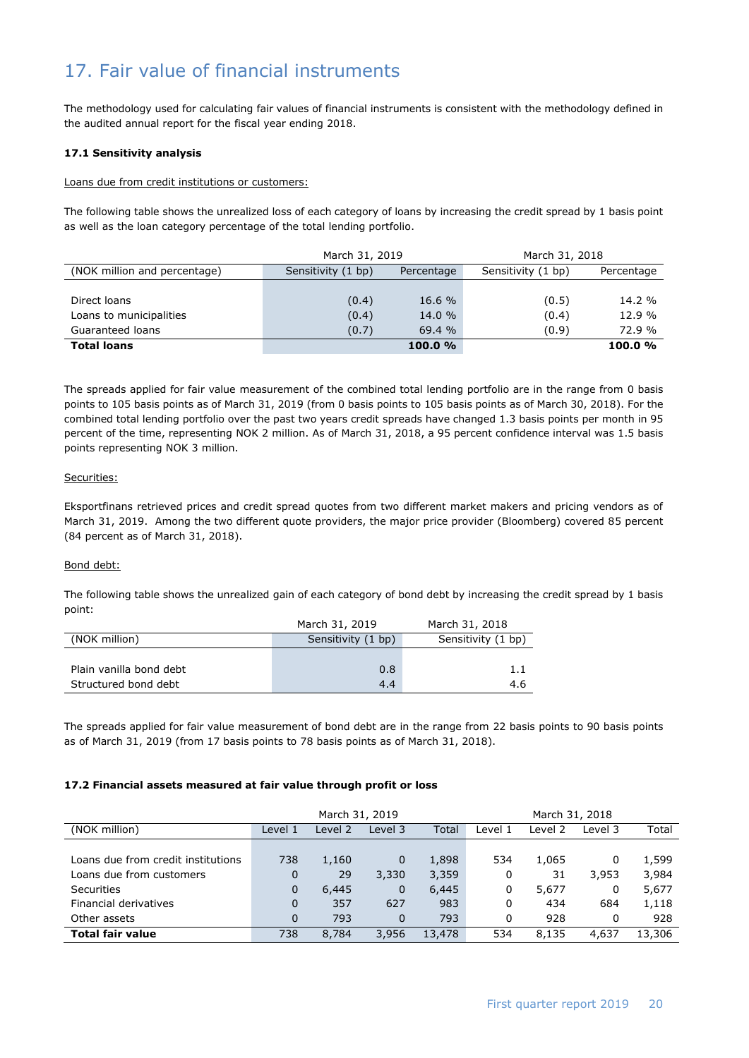# 17. Fair value of financial instruments

The methodology used for calculating fair values of financial instruments is consistent with the methodology defined in the audited annual report for the fiscal year ending 2018.

**17.1 Sensitivity analysis**

Loans due from credit institutions or customers:

The following table shows the unrealized loss of each category of loans by increasing the credit spread by 1 basis point as well as the loan category percentage of the total lending portfolio.

| | March 31, 2019 | | March 31, 2018 | |
|---|---|---|---|---|
| (NOK million and percentage) | Sensitivity (1 bp) | Percentage | Sensitivity (1 bp) | Percentage |
| Direct loans | (0.4) | 16.6 % | (0.5) | 14.2 % |
| Loans to municipalities | (0.4) | 14.0 % | (0.4) | 12.9 % |
| Guaranteed loans | (0.7) | 69.4 % | (0.9) | 72.9 % |
| **Total loans** | | **100.0 %** | | **100.0 %** |

The spreads applied for fair value measurement of the combined total lending portfolio are in the range from 0 basis points to 105 basis points as of March 31, 2019 (from 0 basis points to 105 basis points as of March 30, 2018). For the combined total lending portfolio over the past two years credit spreads have changed 1.3 basis points per month in 95 percent of the time, representing NOK 2 million. As of March 31, 2018, a 95 percent confidence interval was 1.5 basis points representing NOK 3 million.

Securities:

Eksportfinans retrieved prices and credit spread quotes from two different market makers and pricing vendors as of March 31, 2019. Among the two different quote providers, the major price provider (Bloomberg) covered 85 percent (84 percent as of March 31, 2018).

Bond debt:

The following table shows the unrealized gain of each category of bond debt by increasing the credit spread by 1 basis point:

| | March 31, 2019 | March 31, 2018 |
|---|---|---|
| (NOK million) | Sensitivity (1 bp) | Sensitivity (1 bp) |
| Plain vanilla bond debt | 0.8 | 1.1 |
| Structured bond debt | 4.4 | 4.6 |

The spreads applied for fair value measurement of bond debt are in the range from 22 basis points to 90 basis points as of March 31, 2019 (from 17 basis points to 78 basis points as of March 31, 2018).

**17.2 Financial assets measured at fair value through profit or loss**

| | March 31, 2019 | | | | March 31, 2018 | | | |
|---|---|---|---|---|---|---|---|---|
| (NOK million) | Level 1 | Level 2 | Level 3 | Total | Level 1 | Level 2 | Level 3 | Total |
| Loans due from credit institutions | 738 | 1,160 | 0 | 1,898 | 534 | 1,065 | 0 | 1,599 |
| Loans due from customers | 0 | 29 | 3,330 | 3,359 | 0 | 31 | 3,953 | 3,984 |
| Securities | 0 | 6,445 | 0 | 6,445 | 0 | 5,677 | 0 | 5,677 |
| Financial derivatives | 0 | 357 | 627 | 983 | 0 | 434 | 684 | 1,118 |
| Other assets | 0 | 793 | 0 | 793 | 0 | 928 | 0 | 928 |
| **Total fair value** | 738 | 8,784 | 3,956 | 13,478 | 534 | 8,135 | 4,637 | 13,306 |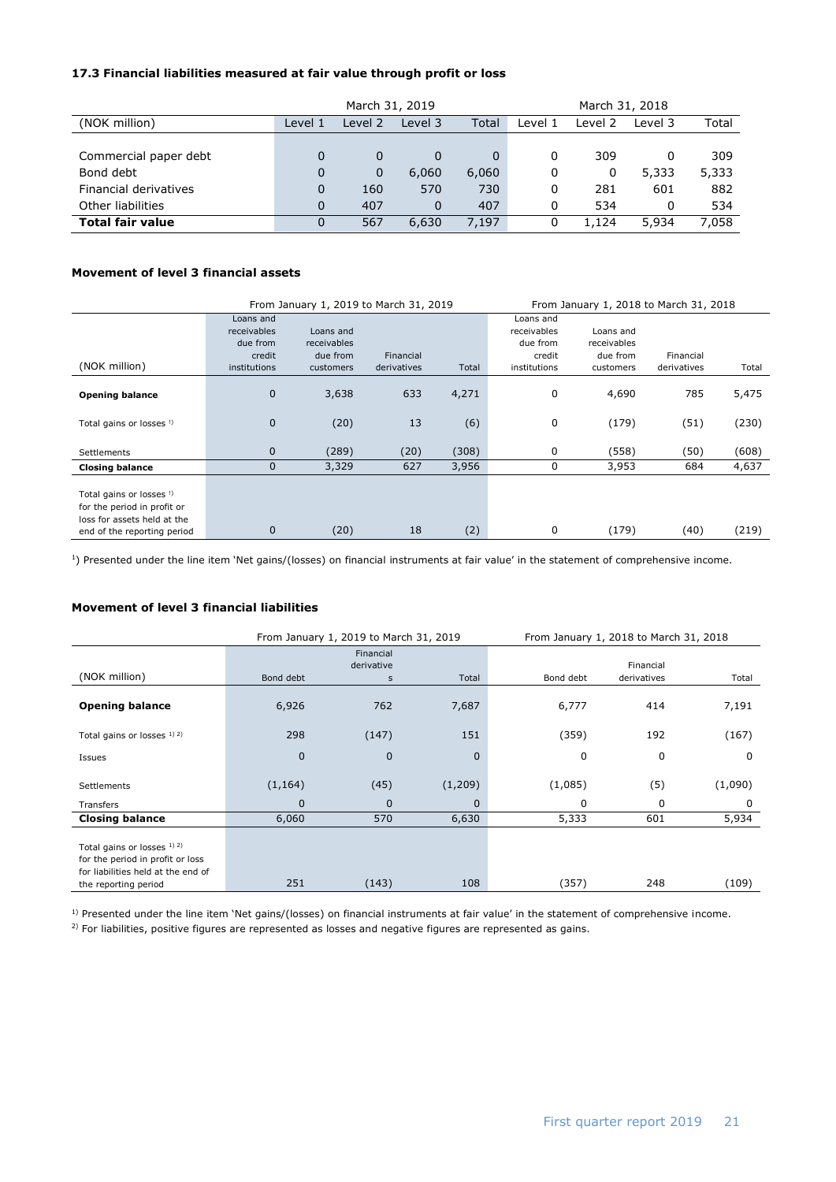### 17.3 Financial liabilities measured at fair value through profit or loss

| (NOK million) | March 31, 2019 Level 1 | Level 2 | Level 3 | Total | March 31, 2018 Level 1 | Level 2 | Level 3 | Total |
|---|---|---|---|---|---|---|---|---|
| Commercial paper debt | 0 | 0 | 0 | 0 | 0 | 309 | 0 | 309 |
| Bond debt | 0 | 0 | 6,060 | 6,060 | 0 | 0 | 5,333 | 5,333 |
| Financial derivatives | 0 | 160 | 570 | 730 | 0 | 281 | 601 | 882 |
| Other liabilities | 0 | 407 | 0 | 407 | 0 | 534 | 0 | 534 |
| **Total fair value** | 0 | 567 | 6,630 | 7,197 | 0 | 1,124 | 5,934 | 7,058 |

### Movement of level 3 financial assets

| (NOK million) | From January 1, 2019 to March 31, 2019 Loans and receivables due from credit institutions | Loans and receivables due from customers | Financial derivatives | Total | From January 1, 2018 to March 31, 2018 Loans and receivables due from credit institutions | Loans and receivables due from customers | Financial derivatives | Total |
|---|---|---|---|---|---|---|---|---|
| **Opening balance** | 0 | 3,638 | 633 | 4,271 | 0 | 4,690 | 785 | 5,475 |
| Total gains or losses [1] | 0 | (20) | 13 | (6) | 0 | (179) | (51) | (230) |
| Settlements | 0 | (289) | (20) | (308) | 0 | (558) | (50) | (608) |
| **Closing balance** | 0 | 3,329 | 627 | 3,956 | 0 | 3,953 | 684 | 4,637 |
| Total gains or losses [1] for the period in profit or loss for assets held at the end of the reporting period | 0 | (20) | 18 | (2) | 0 | (179) | (40) | (219) |

[1]) Presented under the line item 'Net gains/(losses) on financial instruments at fair value' in the statement of comprehensive income.

### Movement of level 3 financial liabilities

| (NOK million) | From January 1, 2019 to March 31, 2019 Bond debt | Financial derivatives | Total | From January 1, 2018 to March 31, 2018 Bond debt | Financial derivatives | Total |
|---|---|---|---|---|---|---|
| **Opening balance** | 6,926 | 762 | 7,687 | 6,777 | 414 | 7,191 |
| Total gains or losses [1] [2] | 298 | (147) | 151 | (359) | 192 | (167) |
| Issues | 0 | 0 | 0 | 0 | 0 | 0 |
| Settlements | (1,164) | (45) | (1,209) | (1,085) | (5) | (1,090) |
| Transfers | 0 | 0 | 0 | 0 | 0 | 0 |
| **Closing balance** | 6,060 | 570 | 6,630 | 5,333 | 601 | 5,934 |
| Total gains or losses [1] [2] for the period in profit or loss for liabilities held at the end of the reporting period | 251 | (143) | 108 | (357) | 248 | (109) |

[1]) Presented under the line item 'Net gains/(losses) on financial instruments at fair value' in the statement of comprehensive income.
[2]) For liabilities, positive figures are represented as losses and negative figures are represented as gains.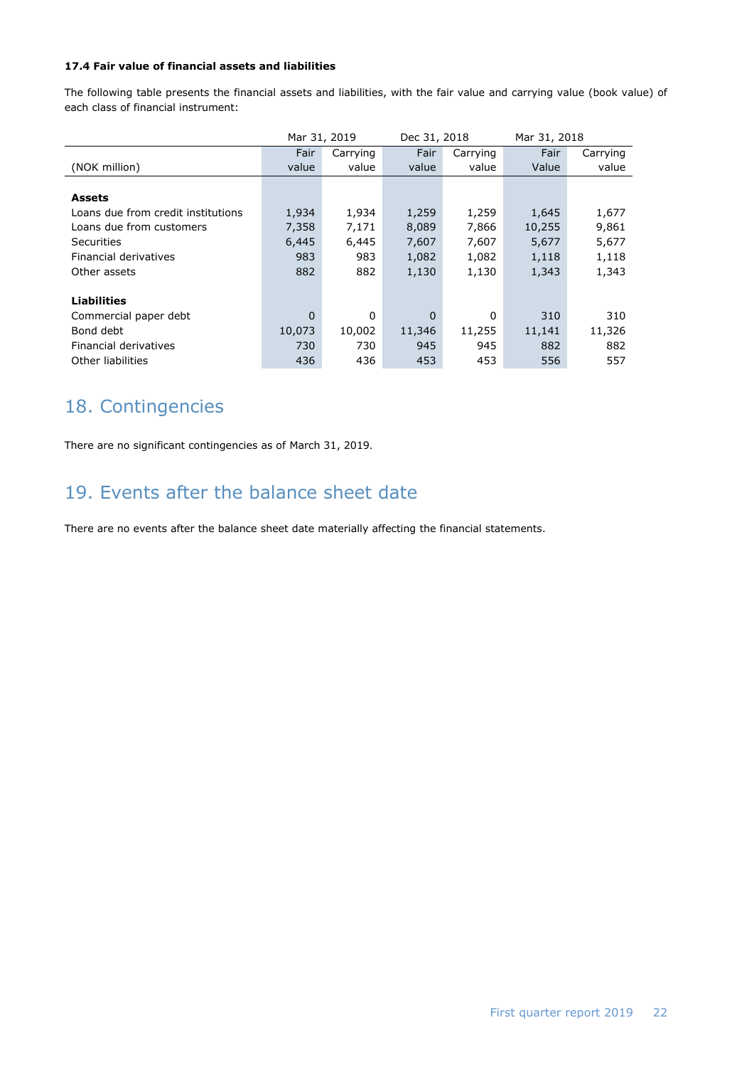**17.4 Fair value of financial assets and liabilities**

The following table presents the financial assets and liabilities, with the fair value and carrying value (book value) of each class of financial instrument:

| | Mar 31, 2019 | | Dec 31, 2018 | | Mar 31, 2018 | |
|---|---|---|---|---|---|---|
| (NOK million) | Fair value | Carrying value | Fair value | Carrying value | Fair Value | Carrying value |
| **Assets** | | | | | | |
| Loans due from credit institutions | 1,934 | 1,934 | 1,259 | 1,259 | 1,645 | 1,677 |
| Loans due from customers | 7,358 | 7,171 | 8,089 | 7,866 | 10,255 | 9,861 |
| Securities | 6,445 | 6,445 | 7,607 | 7,607 | 5,677 | 5,677 |
| Financial derivatives | 983 | 983 | 1,082 | 1,082 | 1,118 | 1,118 |
| Other assets | 882 | 882 | 1,130 | 1,130 | 1,343 | 1,343 |
| **Liabilities** | | | | | | |
| Commercial paper debt | 0 | 0 | 0 | 0 | 310 | 310 |
| Bond debt | 10,073 | 10,002 | 11,346 | 11,255 | 11,141 | 11,326 |
| Financial derivatives | 730 | 730 | 945 | 945 | 882 | 882 |
| Other liabilities | 436 | 436 | 453 | 453 | 556 | 557 |

# 18. Contingencies

There are no significant contingencies as of March 31, 2019.

# 19. Events after the balance sheet date

There are no events after the balance sheet date materially affecting the financial statements.